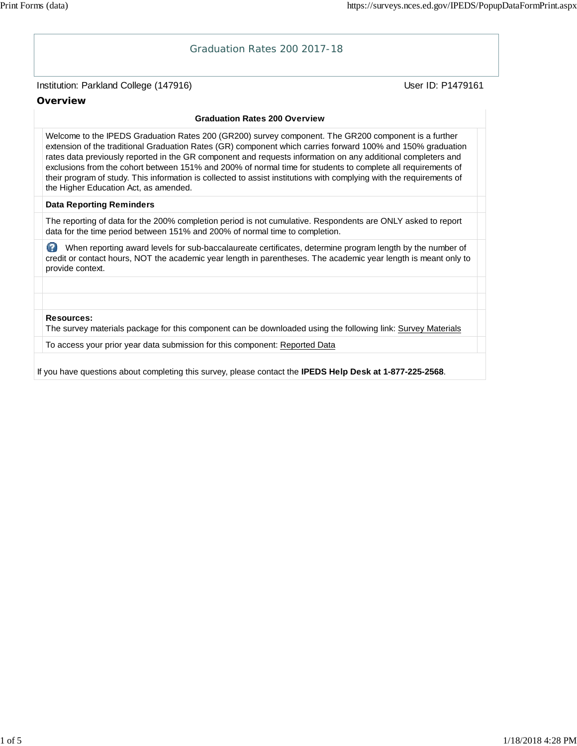# Graduation Rates 200 2017-18

Institution: Parkland College (147916)

User ID: P1479161

## Overview

### Graduation Rates 200 Overview

Welcome to the IPEDS Graduation Rates 200 (GR200) survey component. The GR200 component is a further extension of the traditional Graduation Rates (GR) component which carries forward 100% and 150% graduation rates data previously reported in the GR component and requests information on any additional completers and exclusions from the cohort between 151% and 200% of normal time for students to complete all requirements of their program of study. This information is collected to assist institutions with complying with the requirements of the Higher Education Act, as amended.

**Data Reporting Reminders**

The reporting of data for the 200% completion period is not cumulative. Respondents are ONLY asked to report data for the time period between 151% and 200% of normal time to completion.

When reporting award levels for sub-baccalaureate certificates, determine program length by the number of credit or contact hours, NOT the academic year length in parentheses. The academic year length is meant only to provide context.

**Resources:**
The survey materials package for this component can be downloaded using the following link: Survey Materials

To access your prior year data submission for this component: Reported Data

If you have questions about completing this survey, please contact the **IPEDS Help Desk at 1-877-225-2568**.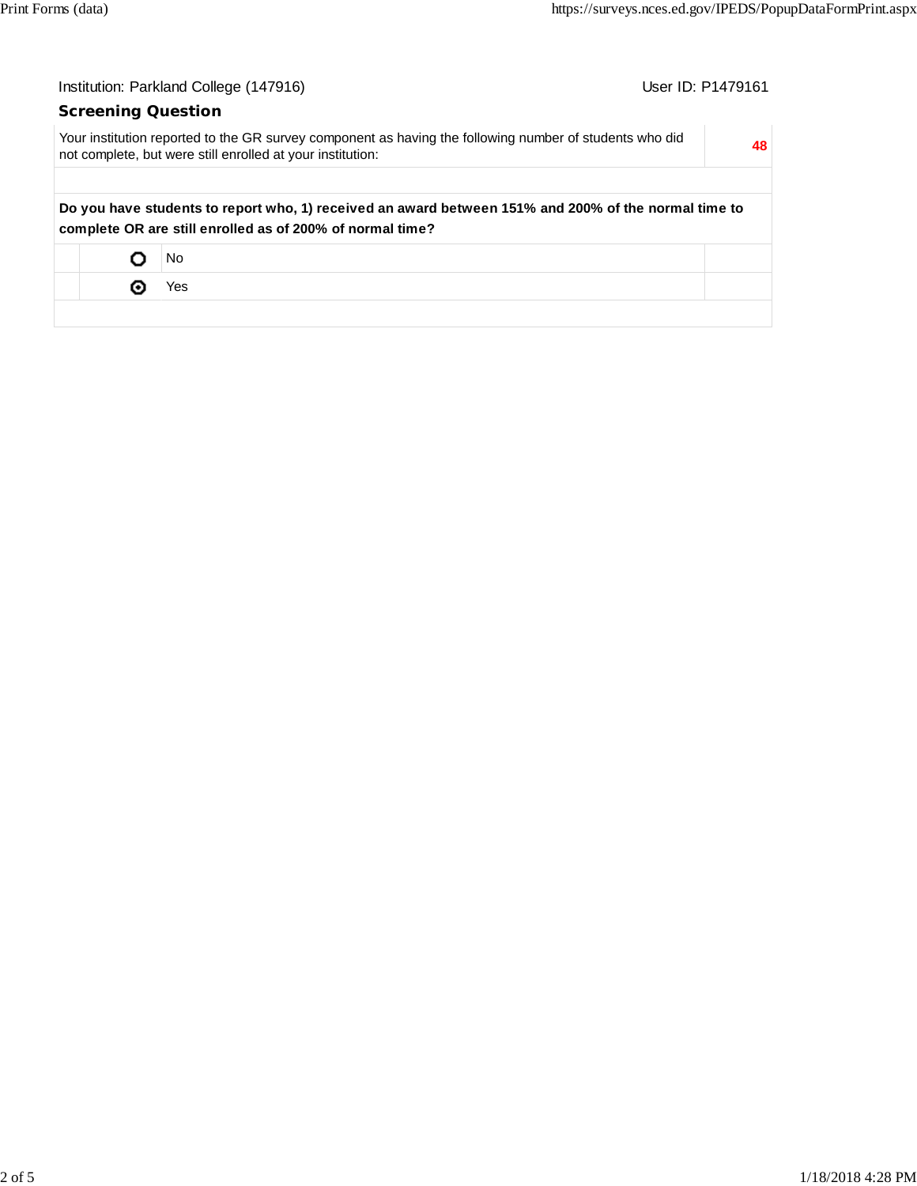Institution: Parkland College (147916)

User ID: P1479161

## Screening Question

| Your institution reported to the GR survey component as having the following number of students who did not complete, but were still enrolled at your institution: | 48 |
| --- | --- |

**Do you have students to report who, 1) received an award between 151% and 200% of the normal time to complete OR are still enrolled as of 200% of normal time?**

| | Option |
| --- | --- |
| ○ | No |
| ◉ | Yes |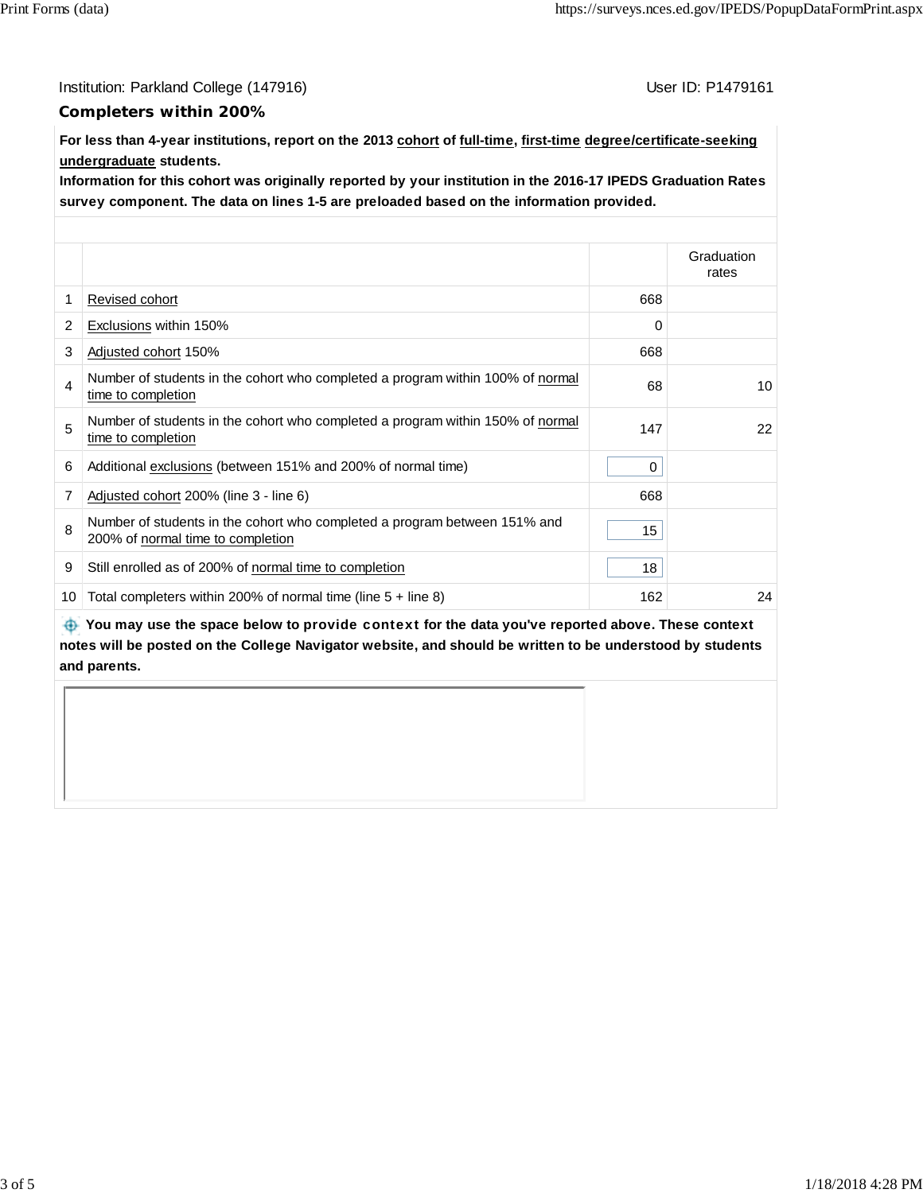Institution: Parkland College (147916) User ID: P1479161

## Completers within 200%

**For less than 4-year institutions, report on the 2013 cohort of full-time, first-time degree/certificate-seeking undergraduate students.**
**Information for this cohort was originally reported by your institution in the 2016-17 IPEDS Graduation Rates survey component. The data on lines 1-5 are preloaded based on the information provided.**

| | | | Graduation rates |
|---|---|---|---|
| 1 | Revised cohort | 668 | |
| 2 | Exclusions within 150% | 0 | |
| 3 | Adjusted cohort 150% | 668 | |
| 4 | Number of students in the cohort who completed a program within 100% of normal time to completion | 68 | 10 |
| 5 | Number of students in the cohort who completed a program within 150% of normal time to completion | 147 | 22 |
| 6 | Additional exclusions (between 151% and 200% of normal time) | 0 | |
| 7 | Adjusted cohort 200% (line 3 - line 6) | 668 | |
| 8 | Number of students in the cohort who completed a program between 151% and 200% of normal time to completion | 15 | |
| 9 | Still enrolled as of 200% of normal time to completion | 18 | |
| 10 | Total completers within 200% of normal time (line 5 + line 8) | 162 | 24 |

**You may use the space below to provide context for the data you've reported above. These context notes will be posted on the College Navigator website, and should be written to be understood by students and parents.**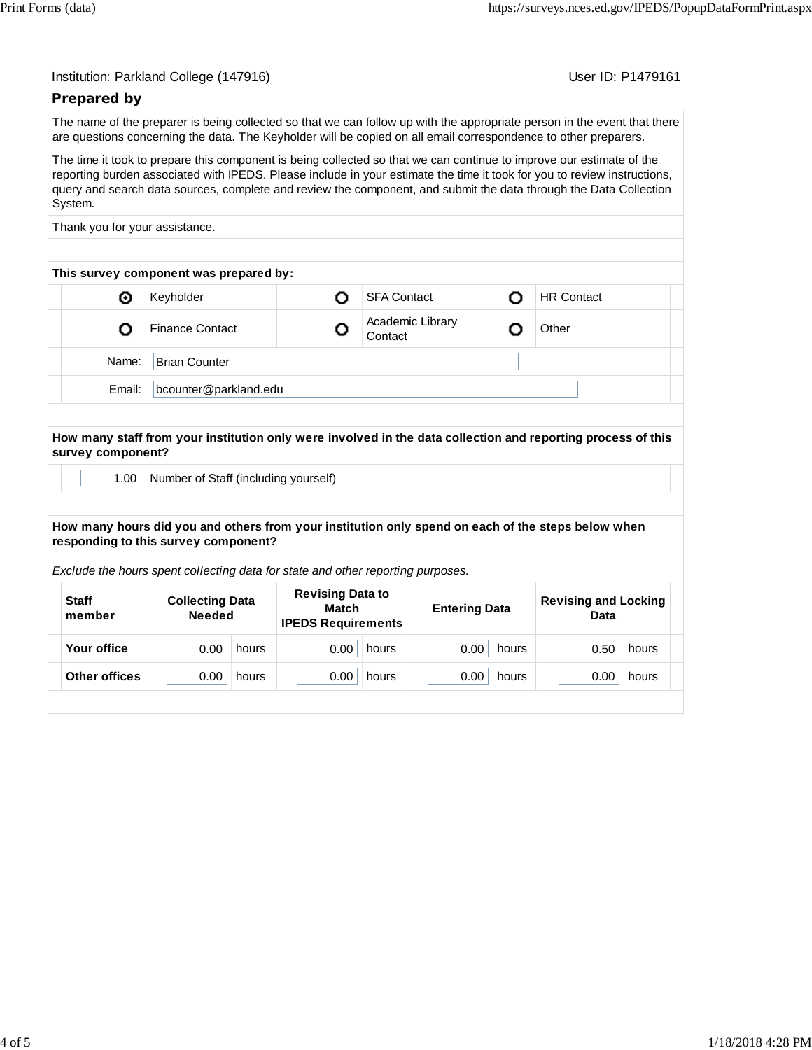Institution: Parkland College (147916)

User ID: P1479161

## Prepared by

The name of the preparer is being collected so that we can follow up with the appropriate person in the event that there are questions concerning the data. The Keyholder will be copied on all email correspondence to other preparers.

The time it took to prepare this component is being collected so that we can continue to improve our estimate of the reporting burden associated with IPEDS. Please include in your estimate the time it took for you to review instructions, query and search data sources, complete and review the component, and submit the data through the Data Collection System.

Thank you for your assistance.

**This survey component was prepared by:**

| | | | | | |
|---|---|---|---|---|---|
| ⦿ | Keyholder | ○ | SFA Contact | ○ | HR Contact |
| ○ | Finance Contact | ○ | Academic Library Contact | ○ | Other |

Name: Brian Counter

Email: bcounter@parkland.edu

**How many staff from your institution only were involved in the data collection and reporting process of this survey component?**

1.00 Number of Staff (including yourself)

**How many hours did you and others from your institution only spend on each of the steps below when responding to this survey component?**

*Exclude the hours spent collecting data for state and other reporting purposes.*

| Staff member | Collecting Data Needed | Revising Data to Match IPEDS Requirements | Entering Data | Revising and Locking Data |
|---|---|---|---|---|
| Your office | 0.00 hours | 0.00 hours | 0.00 hours | 0.50 hours |
| Other offices | 0.00 hours | 0.00 hours | 0.00 hours | 0.00 hours |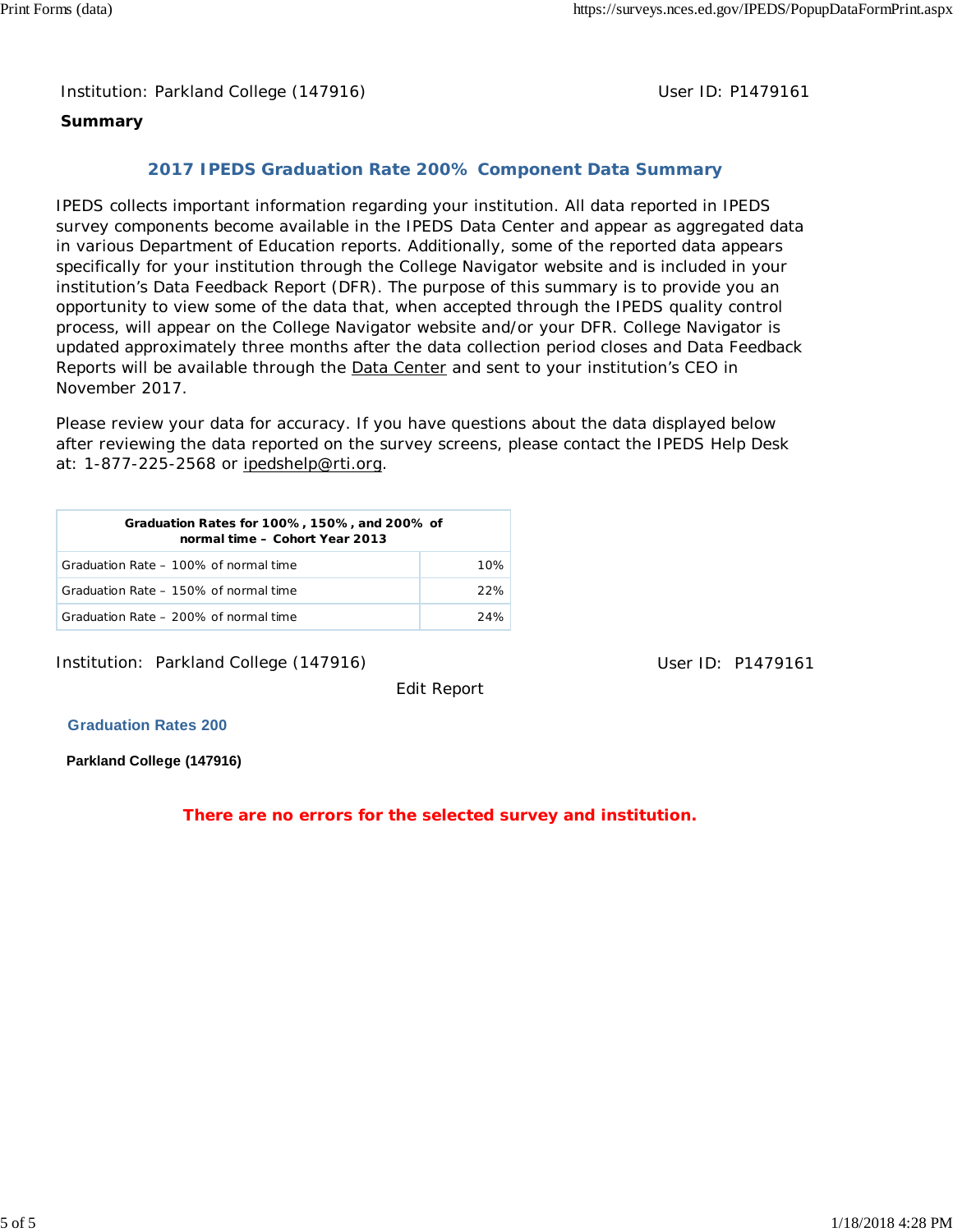Institution: Parkland College (147916) User ID: P1479161

**Summary**

## 2017 IPEDS Graduation Rate 200% Component Data Summary

IPEDS collects important information regarding your institution. All data reported in IPEDS survey components become available in the IPEDS Data Center and appear as aggregated data in various Department of Education reports. Additionally, some of the reported data appears specifically for your institution through the College Navigator website and is included in your institution's Data Feedback Report (DFR). The purpose of this summary is to provide you an opportunity to view some of the data that, when accepted through the IPEDS quality control process, will appear on the College Navigator website and/or your DFR. College Navigator is updated approximately three months after the data collection period closes and Data Feedback Reports will be available through the Data Center and sent to your institution's CEO in November 2017.

Please review your data for accuracy. If you have questions about the data displayed below after reviewing the data reported on the survey screens, please contact the IPEDS Help Desk at: 1-877-225-2568 or ipedshelp@rti.org.

| Graduation Rates for 100%, 150%, and 200% of normal time – Cohort Year 2013 | |
|---|---|
| Graduation Rate – 100% of normal time | 10% |
| Graduation Rate – 150% of normal time | 22% |
| Graduation Rate – 200% of normal time | 24% |

Institution: Parkland College (147916) User ID: P1479161

Edit Report

### Graduation Rates 200

**Parkland College (147916)**

**There are no errors for the selected survey and institution.**